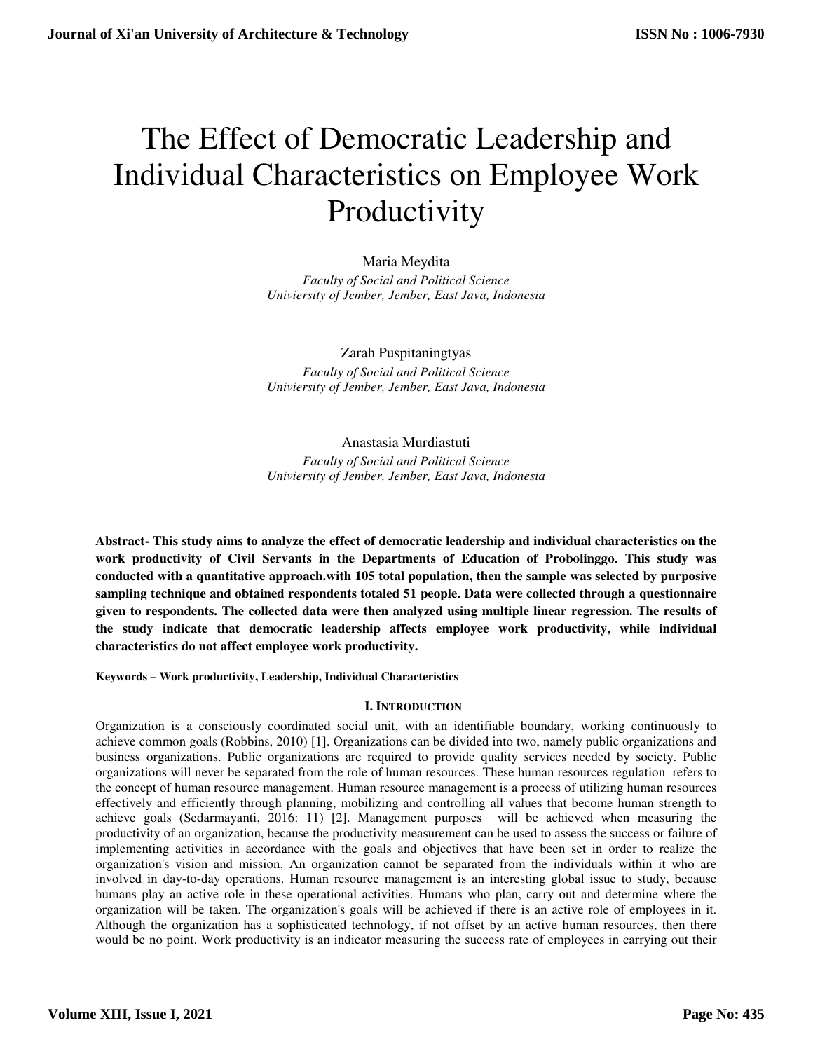# The Effect of Democratic Leadership and Individual Characteristics on Employee Work Productivity

Maria Meydita

*Faculty of Social and Political Science*
*Univiersity of Jember, Jember, East Java, Indonesia*

Zarah Puspitaningtyas

*Faculty of Social and Political Science*
*Univiersity of Jember, Jember, East Java, Indonesia*

Anastasia Murdiastuti

*Faculty of Social and Political Science*
*Univiersity of Jember, Jember, East Java, Indonesia*

**Abstract- This study aims to analyze the effect of democratic leadership and individual characteristics on the work productivity of Civil Servants in the Departments of Education of Probolinggo. This study was conducted with a quantitative approach.with 105 total population, then the sample was selected by purposive sampling technique and obtained respondents totaled 51 people. Data were collected through a questionnaire given to respondents. The collected data were then analyzed using multiple linear regression. The results of the study indicate that democratic leadership affects employee work productivity, while individual characteristics do not affect employee work productivity.**

**Keywords – Work productivity, Leadership, Individual Characteristics**

## I. INTRODUCTION

Organization is a consciously coordinated social unit, with an identifiable boundary, working continuously to achieve common goals (Robbins, 2010) [1]. Organizations can be divided into two, namely public organizations and business organizations. Public organizations are required to provide quality services needed by society. Public organizations will never be separated from the role of human resources. These human resources regulation refers to the concept of human resource management. Human resource management is a process of utilizing human resources effectively and efficiently through planning, mobilizing and controlling all values that become human strength to achieve goals (Sedarmayanti, 2016: 11) [2]. Management purposes will be achieved when measuring the productivity of an organization, because the productivity measurement can be used to assess the success or failure of implementing activities in accordance with the goals and objectives that have been set in order to realize the organization's vision and mission. An organization cannot be separated from the individuals within it who are involved in day-to-day operations. Human resource management is an interesting global issue to study, because humans play an active role in these operational activities. Humans who plan, carry out and determine where the organization will be taken. The organization's goals will be achieved if there is an active role of employees in it. Although the organization has a sophisticated technology, if not offset by an active human resources, then there would be no point. Work productivity is an indicator measuring the success rate of employees in carrying out their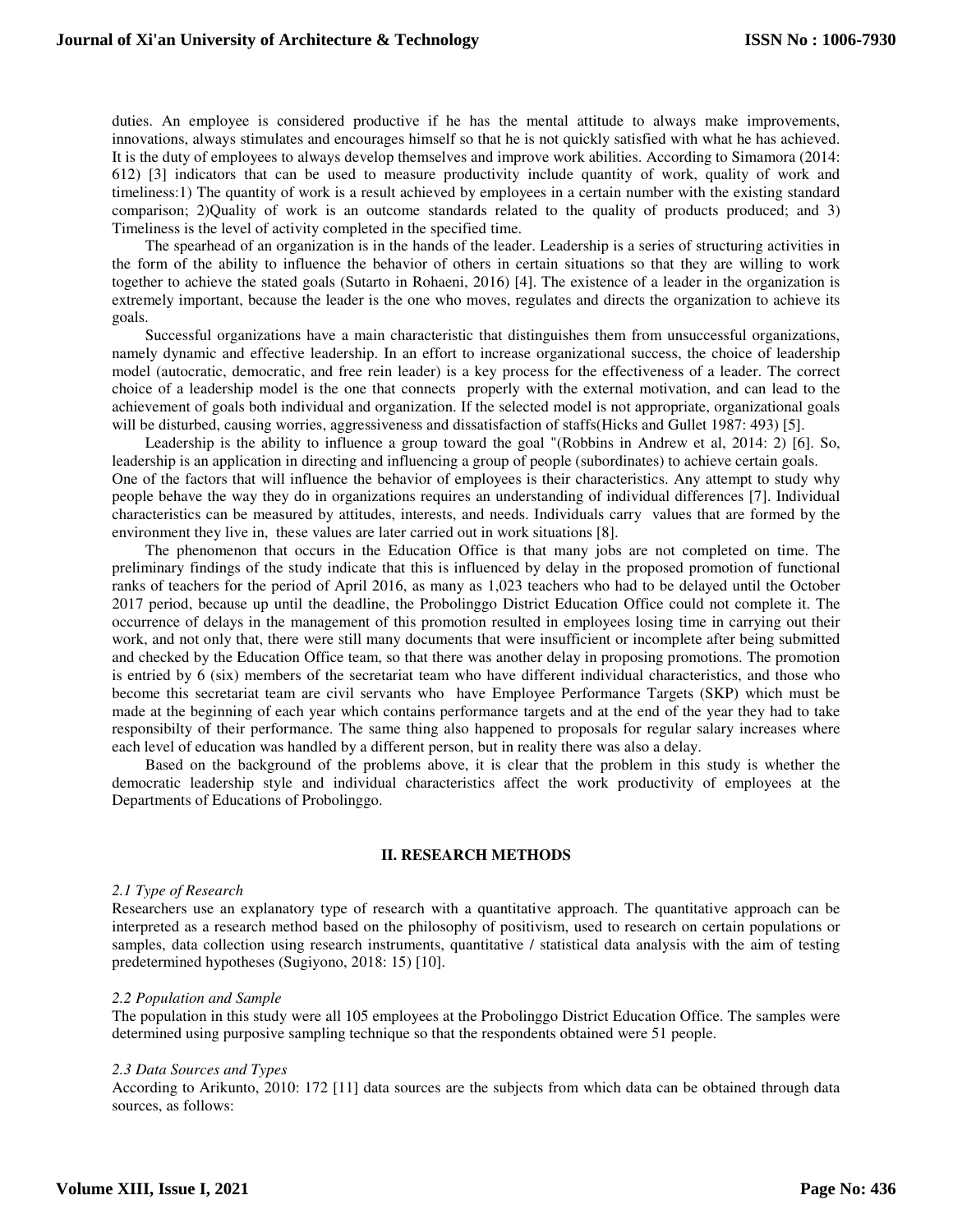duties. An employee is considered productive if he has the mental attitude to always make improvements, innovations, always stimulates and encourages himself so that he is not quickly satisfied with what he has achieved. It is the duty of employees to always develop themselves and improve work abilities. According to Simamora (2014: 612) [3] indicators that can be used to measure productivity include quantity of work, quality of work and timeliness:1) The quantity of work is a result achieved by employees in a certain number with the existing standard comparison; 2)Quality of work is an outcome standards related to the quality of products produced; and 3) Timeliness is the level of activity completed in the specified time.

The spearhead of an organization is in the hands of the leader. Leadership is a series of structuring activities in the form of the ability to influence the behavior of others in certain situations so that they are willing to work together to achieve the stated goals (Sutarto in Rohaeni, 2016) [4]. The existence of a leader in the organization is extremely important, because the leader is the one who moves, regulates and directs the organization to achieve its goals.

Successful organizations have a main characteristic that distinguishes them from unsuccessful organizations, namely dynamic and effective leadership. In an effort to increase organizational success, the choice of leadership model (autocratic, democratic, and free rein leader) is a key process for the effectiveness of a leader. The correct choice of a leadership model is the one that connects properly with the external motivation, and can lead to the achievement of goals both individual and organization. If the selected model is not appropriate, organizational goals will be disturbed, causing worries, aggressiveness and dissatisfaction of staffs(Hicks and Gullet 1987: 493) [5].

Leadership is the ability to influence a group toward the goal "(Robbins in Andrew et al, 2014: 2) [6]. So, leadership is an application in directing and influencing a group of people (subordinates) to achieve certain goals. One of the factors that will influence the behavior of employees is their characteristics. Any attempt to study why people behave the way they do in organizations requires an understanding of individual differences [7]. Individual characteristics can be measured by attitudes, interests, and needs. Individuals carry values that are formed by the environment they live in, these values are later carried out in work situations [8].

The phenomenon that occurs in the Education Office is that many jobs are not completed on time. The preliminary findings of the study indicate that this is influenced by delay in the proposed promotion of functional ranks of teachers for the period of April 2016, as many as 1,023 teachers who had to be delayed until the October 2017 period, because up until the deadline, the Probolinggo District Education Office could not complete it. The occurrence of delays in the management of this promotion resulted in employees losing time in carrying out their work, and not only that, there were still many documents that were insufficient or incomplete after being submitted and checked by the Education Office team, so that there was another delay in proposing promotions. The promotion is entried by 6 (six) members of the secretariat team who have different individual characteristics, and those who become this secretariat team are civil servants who have Employee Performance Targets (SKP) which must be made at the beginning of each year which contains performance targets and at the end of the year they had to take responsibilty of their performance. The same thing also happened to proposals for regular salary increases where each level of education was handled by a different person, but in reality there was also a delay.

Based on the background of the problems above, it is clear that the problem in this study is whether the democratic leadership style and individual characteristics affect the work productivity of employees at the Departments of Educations of Probolinggo.

## II. RESEARCH METHODS

### *2.1 Type of Research*

Researchers use an explanatory type of research with a quantitative approach. The quantitative approach can be interpreted as a research method based on the philosophy of positivism, used to research on certain populations or samples, data collection using research instruments, quantitative / statistical data analysis with the aim of testing predetermined hypotheses (Sugiyono, 2018: 15) [10].

### *2.2 Population and Sample*

The population in this study were all 105 employees at the Probolinggo District Education Office. The samples were determined using purposive sampling technique so that the respondents obtained were 51 people.

### *2.3 Data Sources and Types*

According to Arikunto, 2010: 172 [11] data sources are the subjects from which data can be obtained through data sources, as follows: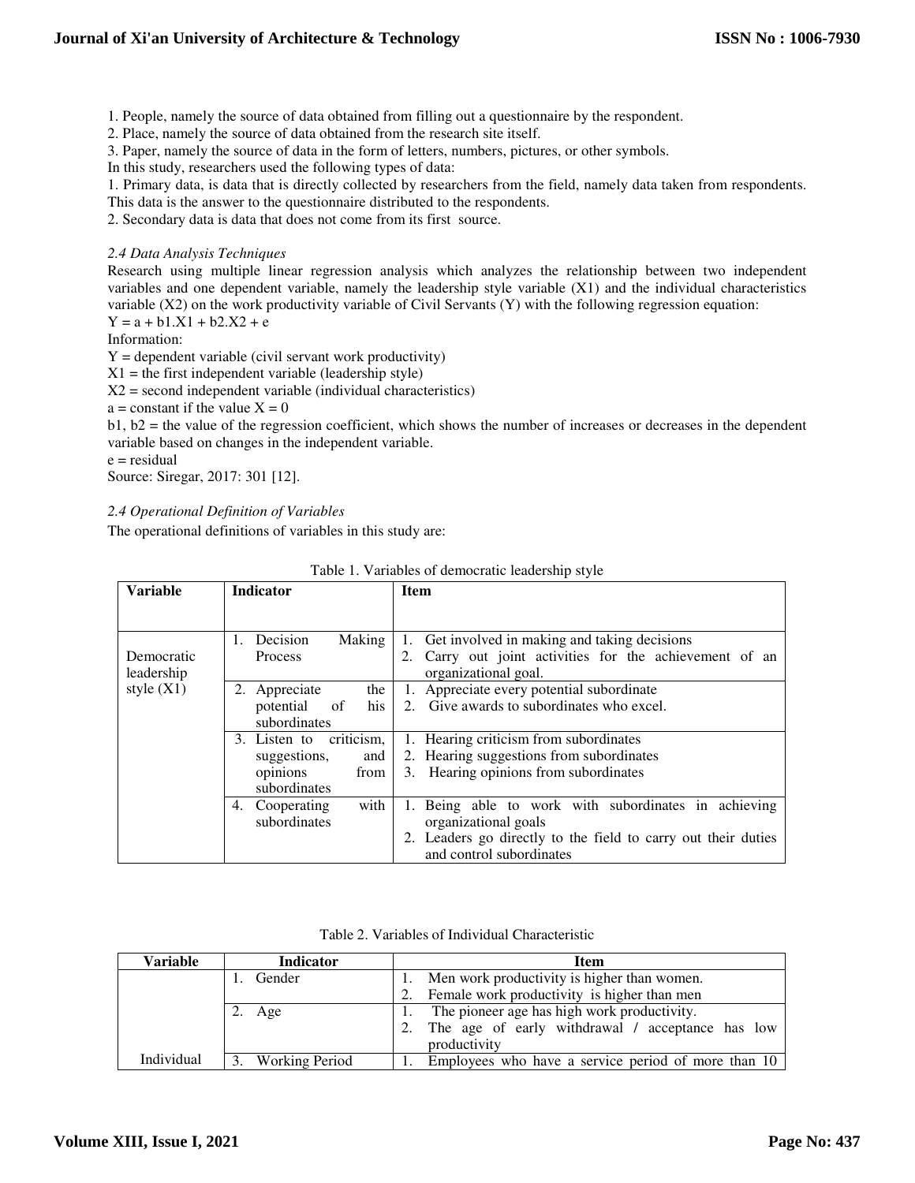1. People, namely the source of data obtained from filling out a questionnaire by the respondent.
2. Place, namely the source of data obtained from the research site itself.
3. Paper, namely the source of data in the form of letters, numbers, pictures, or other symbols.

In this study, researchers used the following types of data:

1. Primary data, is data that is directly collected by researchers from the field, namely data taken from respondents. This data is the answer to the questionnaire distributed to the respondents.
2. Secondary data is data that does not come from its first source.

*2.4 Data Analysis Techniques*

Research using multiple linear regression analysis which analyzes the relationship between two independent variables and one dependent variable, namely the leadership style variable (X1) and the individual characteristics variable (X2) on the work productivity variable of Civil Servants (Y) with the following regression equation:

$Y = a + b1.X1 + b2.X2 + e$

Information:

Y = dependent variable (civil servant work productivity)

X1 = the first independent variable (leadership style)

X2 = second independent variable (individual characteristics)

a = constant if the value X = 0

b1, b2 = the value of the regression coefficient, which shows the number of increases or decreases in the dependent variable based on changes in the independent variable.

e = residual

Source: Siregar, 2017: 301 [12].

*2.4 Operational Definition of Variables*

The operational definitions of variables in this study are:

Table 1. Variables of democratic leadership style

| Variable | Indicator | Item |
|---|---|---|
| Democratic leadership style (X1) | 1. Decision Making Process | 1. Get involved in making and taking decisions<br>2. Carry out joint activities for the achievement of an organizational goal. |
| | 2. Appreciate the potential of his subordinates | 1. Appreciate every potential subordinate<br>2. Give awards to subordinates who excel. |
| | 3. Listen to criticism, suggestions, and opinions from subordinates | 1. Hearing criticism from subordinates<br>2. Hearing suggestions from subordinates<br>3. Hearing opinions from subordinates |
| | 4. Cooperating with subordinates | 1. Being able to work with subordinates in achieving organizational goals<br>2. Leaders go directly to the field to carry out their duties and control subordinates |

Table 2. Variables of Individual Characteristic

| Variable | Indicator | Item |
|---|---|---|
| | 1. Gender | 1. Men work productivity is higher than women.<br>2. Female work productivity is higher than men |
| | 2. Age | 1. The pioneer age has high work productivity.<br>2. The age of early withdrawal / acceptance has low productivity |
| Individual | 3. Working Period | 1. Employees who have a service period of more than 10 |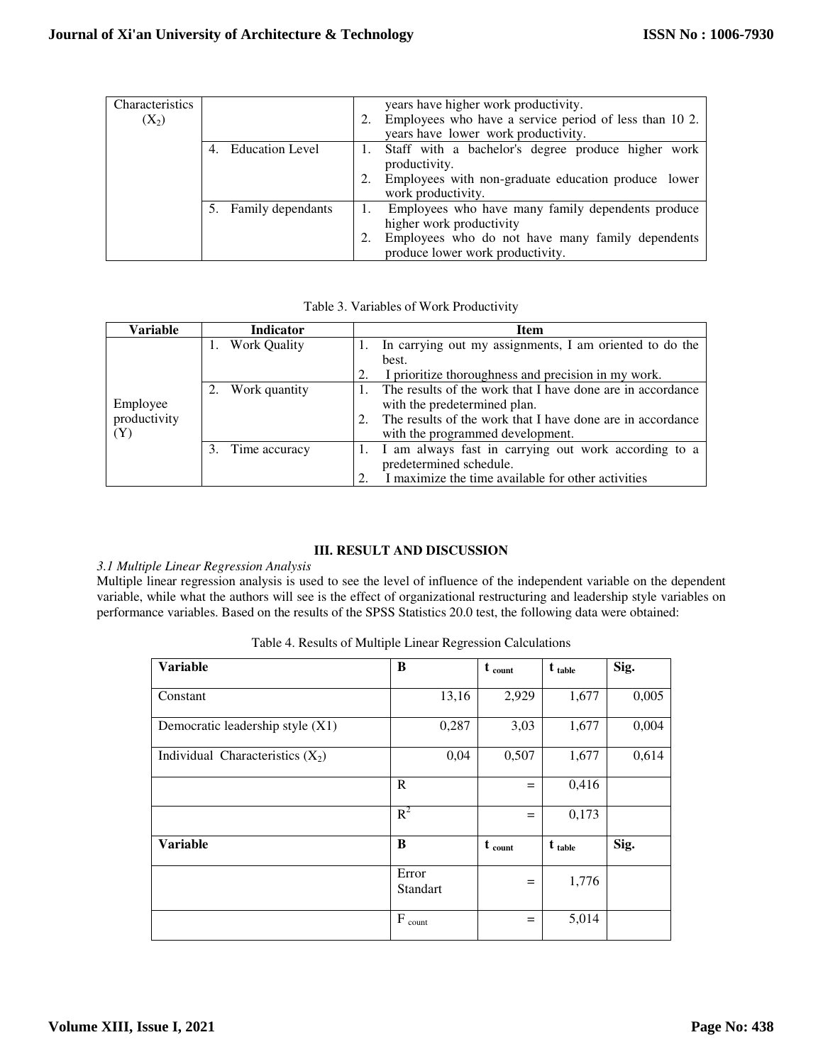| Characteristics ($X_2$) | | years have higher work productivity.<br>2. Employees who have a service period of less than 10 2. years have lower work productivity. |
|---|---|---|
| | 4. Education Level | 1. Staff with a bachelor's degree produce higher work productivity.<br>2. Employees with non-graduate education produce lower work productivity. |
| | 5. Family dependants | 1. Employees who have many family dependents produce higher work productivity<br>2. Employees who do not have many family dependents produce lower work productivity. |

Table 3. Variables of Work Productivity

| Variable | Indicator | Item |
|---|---|---|
| Employee productivity (Y) | 1. Work Quality | 1. In carrying out my assignments, I am oriented to do the best.<br>2. I prioritize thoroughness and precision in my work. |
| | 2. Work quantity | 1. The results of the work that I have done are in accordance with the predetermined plan.<br>2. The results of the work that I have done are in accordance with the programmed development. |
| | 3. Time accuracy | 1. I am always fast in carrying out work according to a predetermined schedule.<br>2. I maximize the time available for other activities |

## III. RESULT AND DISCUSSION

*3.1 Multiple Linear Regression Analysis*

Multiple linear regression analysis is used to see the level of influence of the independent variable on the dependent variable, while what the authors will see is the effect of organizational restructuring and leadership style variables on performance variables. Based on the results of the SPSS Statistics 20.0 test, the following data were obtained:

Table 4. Results of Multiple Linear Regression Calculations

| Variable | B | $t_{count}$ | $t_{table}$ | Sig. |
|---|---|---|---|---|
| Constant | 13,16 | 2,929 | 1,677 | 0,005 |
| Democratic leadership style (X1) | 0,287 | 3,03 | 1,677 | 0,004 |
| Individual Characteristics ($X_2$) | 0,04 | 0,507 | 1,677 | 0,614 |
| | R | = | 0,416 | |
| | $R^2$ | = | 0,173 | |
| **Variable** | **B** | **$t_{count}$** | **$t_{table}$** | **Sig.** |
| | Error Standart | = | 1,776 | |
| | $F_{count}$ | = | 5,014 | |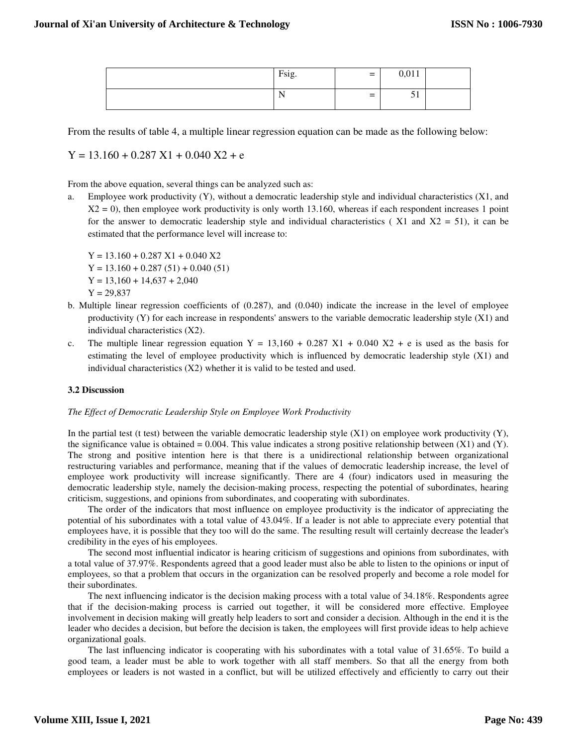|  | Fsig. | = | 0,011 |  |
| --- | --- | --- | --- | --- |
|  | N | = | 51 |  |

From the results of table 4, a multiple linear regression equation can be made as the following below:

$$Y = 13.160 + 0.287\ X1 + 0.040\ X2 + e$$

From the above equation, several things can be analyzed such as:

a. Employee work productivity (Y), without a democratic leadership style and individual characteristics (X1, and X2 = 0), then employee work productivity is only worth 13.160, whereas if each respondent increases 1 point for the answer to democratic leadership style and individual characteristics ( X1 and X2 = 51), it can be estimated that the performance level will increase to:

   $Y = 13.160 + 0.287\ X1 + 0.040\ X2$
   $Y = 13.160 + 0.287\ (51) + 0.040\ (51)$
   $Y = 13{,}160 + 14{,}637 + 2{,}040$
   $Y = 29{,}837$

b. Multiple linear regression coefficients of (0.287), and (0.040) indicate the increase in the level of employee productivity (Y) for each increase in respondents' answers to the variable democratic leadership style (X1) and individual characteristics (X2).

c. The multiple linear regression equation $Y = 13{,}160 + 0.287\ X1 + 0.040\ X2 + e$ is used as the basis for estimating the level of employee productivity which is influenced by democratic leadership style (X1) and individual characteristics (X2) whether it is valid to be tested and used.

### 3.2 Discussion

*The Effect of Democratic Leadership Style on Employee Work Productivity*

In the partial test (t test) between the variable democratic leadership style (X1) on employee work productivity (Y), the significance value is obtained = 0.004. This value indicates a strong positive relationship between (X1) and (Y). The strong and positive intention here is that there is a unidirectional relationship between organizational restructuring variables and performance, meaning that if the values of democratic leadership increase, the level of employee work productivity will increase significantly. There are 4 (four) indicators used in measuring the democratic leadership style, namely the decision-making process, respecting the potential of subordinates, hearing criticism, suggestions, and opinions from subordinates, and cooperating with subordinates.

The order of the indicators that most influence on employee productivity is the indicator of appreciating the potential of his subordinates with a total value of 43.04%. If a leader is not able to appreciate every potential that employees have, it is possible that they too will do the same. The resulting result will certainly decrease the leader's credibility in the eyes of his employees.

The second most influential indicator is hearing criticism of suggestions and opinions from subordinates, with a total value of 37.97%. Respondents agreed that a good leader must also be able to listen to the opinions or input of employees, so that a problem that occurs in the organization can be resolved properly and become a role model for their subordinates.

The next influencing indicator is the decision making process with a total value of 34.18%. Respondents agree that if the decision-making process is carried out together, it will be considered more effective. Employee involvement in decision making will greatly help leaders to sort and consider a decision. Although in the end it is the leader who decides a decision, but before the decision is taken, the employees will first provide ideas to help achieve organizational goals.

The last influencing indicator is cooperating with his subordinates with a total value of 31.65%. To build a good team, a leader must be able to work together with all staff members. So that all the energy from both employees or leaders is not wasted in a conflict, but will be utilized effectively and efficiently to carry out their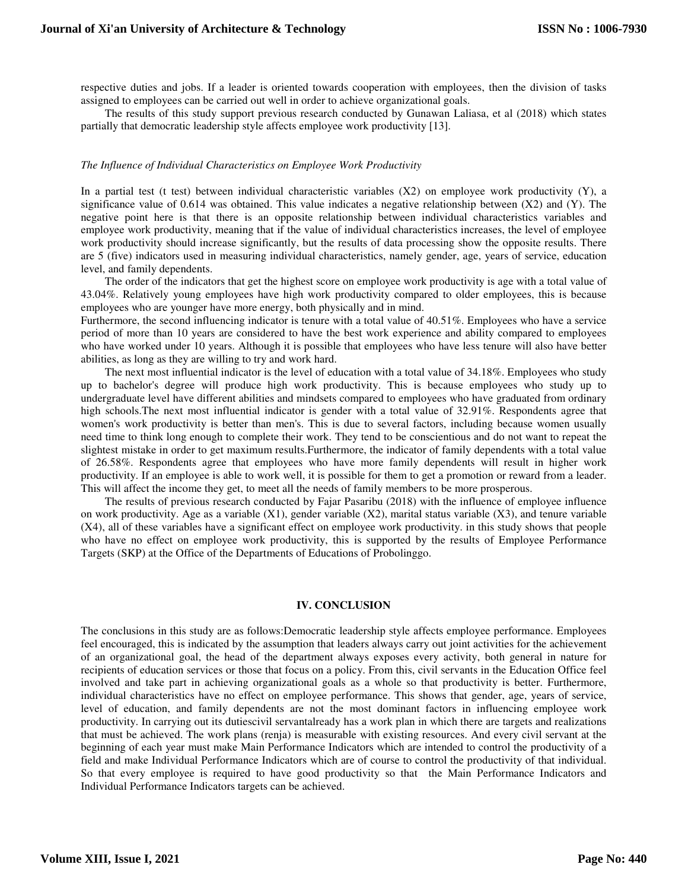respective duties and jobs. If a leader is oriented towards cooperation with employees, then the division of tasks assigned to employees can be carried out well in order to achieve organizational goals.

The results of this study support previous research conducted by Gunawan Laliasa, et al (2018) which states partially that democratic leadership style affects employee work productivity [13].

*The Influence of Individual Characteristics on Employee Work Productivity*

In a partial test (t test) between individual characteristic variables (X2) on employee work productivity (Y), a significance value of 0.614 was obtained. This value indicates a negative relationship between (X2) and (Y). The negative point here is that there is an opposite relationship between individual characteristics variables and employee work productivity, meaning that if the value of individual characteristics increases, the level of employee work productivity should increase significantly, but the results of data processing show the opposite results. There are 5 (five) indicators used in measuring individual characteristics, namely gender, age, years of service, education level, and family dependents.

The order of the indicators that get the highest score on employee work productivity is age with a total value of 43.04%. Relatively young employees have high work productivity compared to older employees, this is because employees who are younger have more energy, both physically and in mind.

Furthermore, the second influencing indicator is tenure with a total value of 40.51%. Employees who have a service period of more than 10 years are considered to have the best work experience and ability compared to employees who have worked under 10 years. Although it is possible that employees who have less tenure will also have better abilities, as long as they are willing to try and work hard.

The next most influential indicator is the level of education with a total value of 34.18%. Employees who study up to bachelor's degree will produce high work productivity. This is because employees who study up to undergraduate level have different abilities and mindsets compared to employees who have graduated from ordinary high schools.The next most influential indicator is gender with a total value of 32.91%. Respondents agree that women's work productivity is better than men's. This is due to several factors, including because women usually need time to think long enough to complete their work. They tend to be conscientious and do not want to repeat the slightest mistake in order to get maximum results.Furthermore, the indicator of family dependents with a total value of 26.58%. Respondents agree that employees who have more family dependents will result in higher work productivity. If an employee is able to work well, it is possible for them to get a promotion or reward from a leader. This will affect the income they get, to meet all the needs of family members to be more prosperous.

The results of previous research conducted by Fajar Pasaribu (2018) with the influence of employee influence on work productivity. Age as a variable (X1), gender variable (X2), marital status variable (X3), and tenure variable (X4), all of these variables have a significant effect on employee work productivity. in this study shows that people who have no effect on employee work productivity, this is supported by the results of Employee Performance Targets (SKP) at the Office of the Departments of Educations of Probolinggo.

## IV. CONCLUSION

The conclusions in this study are as follows:Democratic leadership style affects employee performance. Employees feel encouraged, this is indicated by the assumption that leaders always carry out joint activities for the achievement of an organizational goal, the head of the department always exposes every activity, both general in nature for recipients of education services or those that focus on a policy. From this, civil servants in the Education Office feel involved and take part in achieving organizational goals as a whole so that productivity is better. Furthermore, individual characteristics have no effect on employee performance. This shows that gender, age, years of service, level of education, and family dependents are not the most dominant factors in influencing employee work productivity. In carrying out its dutiescivil servantalready has a work plan in which there are targets and realizations that must be achieved. The work plans (renja) is measurable with existing resources. And every civil servant at the beginning of each year must make Main Performance Indicators which are intended to control the productivity of a field and make Individual Performance Indicators which are of course to control the productivity of that individual. So that every employee is required to have good productivity so that the Main Performance Indicators and Individual Performance Indicators targets can be achieved.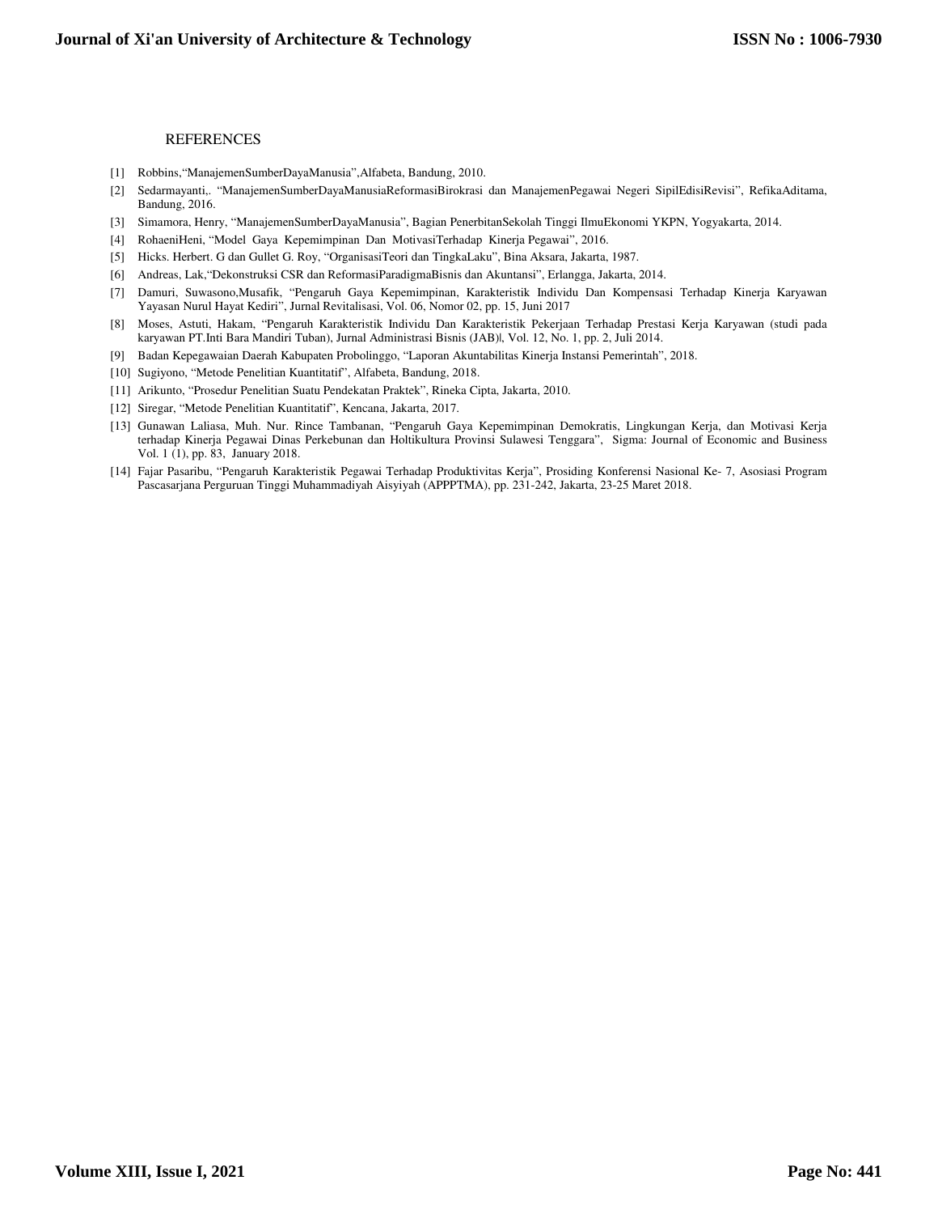## REFERENCES

[1] Robbins,"ManajemenSumberDayaManusia",Alfabeta, Bandung, 2010.

[2] Sedarmayanti,. "ManajemenSumberDayaManusiaReformasiBirokrasi dan ManajemenPegawai Negeri SipilEdisiRevisi", RefikaAditama, Bandung, 2016.

[3] Simamora, Henry, "ManajemenSumberDayaManusia", Bagian PenerbitanSekolah Tinggi IlmuEkonomi YKPN, Yogyakarta, 2014.

[4] RohaeniHeni, "Model Gaya Kepemimpinan Dan MotivasiTerhadap Kinerja Pegawai", 2016.

[5] Hicks. Herbert. G dan Gullet G. Roy, "OrganisasiTeori dan TingkaLaku", Bina Aksara, Jakarta, 1987.

[6] Andreas, Lak,"Dekonstruksi CSR dan ReformasiParadigmaBisnis dan Akuntansi", Erlangga, Jakarta, 2014.

[7] Damuri, Suwasono,Musafik, "Pengaruh Gaya Kepemimpinan, Karakteristik Individu Dan Kompensasi Terhadap Kinerja Karyawan Yayasan Nurul Hayat Kediri", Jurnal Revitalisasi, Vol. 06, Nomor 02, pp. 15, Juni 2017

[8] Moses, Astuti, Hakam, "Pengaruh Karakteristik Individu Dan Karakteristik Pekerjaan Terhadap Prestasi Kerja Karyawan (studi pada karyawan PT.Inti Bara Mandiri Tuban), Jurnal Administrasi Bisnis (JAB)|, Vol. 12, No. 1, pp. 2, Juli 2014.

[9] Badan Kepegawaian Daerah Kabupaten Probolinggo, "Laporan Akuntabilitas Kinerja Instansi Pemerintah", 2018.

[10] Sugiyono, "Metode Penelitian Kuantitatif", Alfabeta, Bandung, 2018.

[11] Arikunto, "Prosedur Penelitian Suatu Pendekatan Praktek", Rineka Cipta, Jakarta, 2010.

[12] Siregar, "Metode Penelitian Kuantitatif", Kencana, Jakarta, 2017.

[13] Gunawan Laliasa, Muh. Nur. Rince Tambanan, "Pengaruh Gaya Kepemimpinan Demokratis, Lingkungan Kerja, dan Motivasi Kerja terhadap Kinerja Pegawai Dinas Perkebunan dan Holtikultura Provinsi Sulawesi Tenggara", Sigma: Journal of Economic and Business Vol. 1 (1), pp. 83, January 2018.

[14] Fajar Pasaribu, "Pengaruh Karakteristik Pegawai Terhadap Produktivitas Kerja", Prosiding Konferensi Nasional Ke- 7, Asosiasi Program Pascasarjana Perguruan Tinggi Muhammadiyah Aisyiyah (APPPTMA), pp. 231-242, Jakarta, 23-25 Maret 2018.